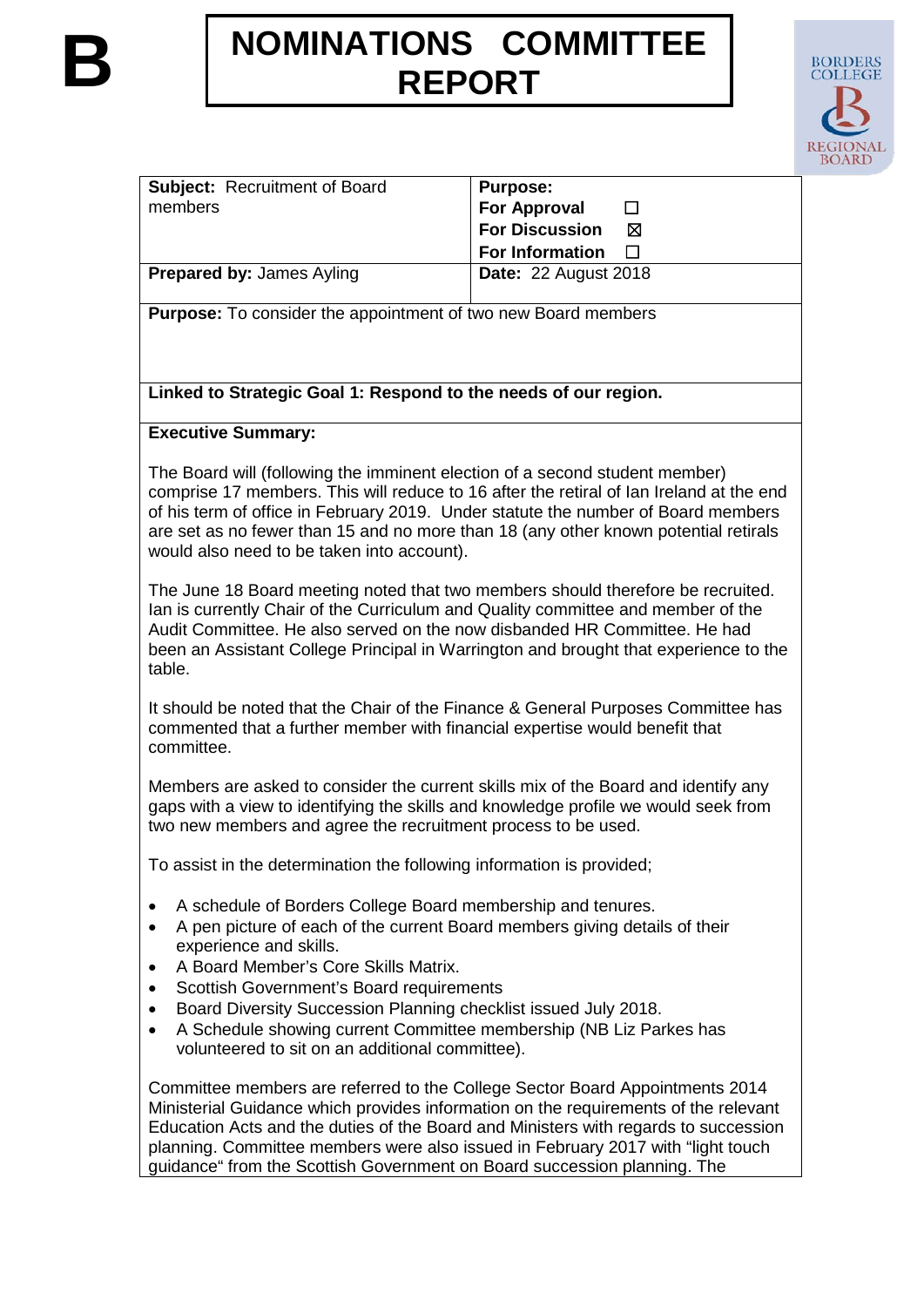**B**

# NOMINATIONS COMMITTEE REPORT

BORDERS COLLEGE REGIONAL BOARD

| **Subject:** Recruitment of Board members | **Purpose:** **For Approval** ☐ **For Discussion** ☒ **For Information** ☐ |
|---|---|
| **Prepared by:** James Ayling | **Date:** 22 August 2018 |

**Purpose:** To consider the appointment of two new Board members

**Linked to Strategic Goal 1: Respond to the needs of our region.**

**Executive Summary:**

The Board will (following the imminent election of a second student member) comprise 17 members. This will reduce to 16 after the retiral of Ian Ireland at the end of his term of office in February 2019. Under statute the number of Board members are set as no fewer than 15 and no more than 18 (any other known potential retirals would also need to be taken into account).

The June 18 Board meeting noted that two members should therefore be recruited. Ian is currently Chair of the Curriculum and Quality committee and member of the Audit Committee. He also served on the now disbanded HR Committee. He had been an Assistant College Principal in Warrington and brought that experience to the table.

It should be noted that the Chair of the Finance & General Purposes Committee has commented that a further member with financial expertise would benefit that committee.

Members are asked to consider the current skills mix of the Board and identify any gaps with a view to identifying the skills and knowledge profile we would seek from two new members and agree the recruitment process to be used.

To assist in the determination the following information is provided;

- A schedule of Borders College Board membership and tenures.
- A pen picture of each of the current Board members giving details of their experience and skills.
- A Board Member's Core Skills Matrix.
- Scottish Government's Board requirements
- Board Diversity Succession Planning checklist issued July 2018.
- A Schedule showing current Committee membership (NB Liz Parkes has volunteered to sit on an additional committee).

Committee members are referred to the College Sector Board Appointments 2014 Ministerial Guidance which provides information on the requirements of the relevant Education Acts and the duties of the Board and Ministers with regards to succession planning. Committee members were also issued in February 2017 with "light touch guidance" from the Scottish Government on Board succession planning. The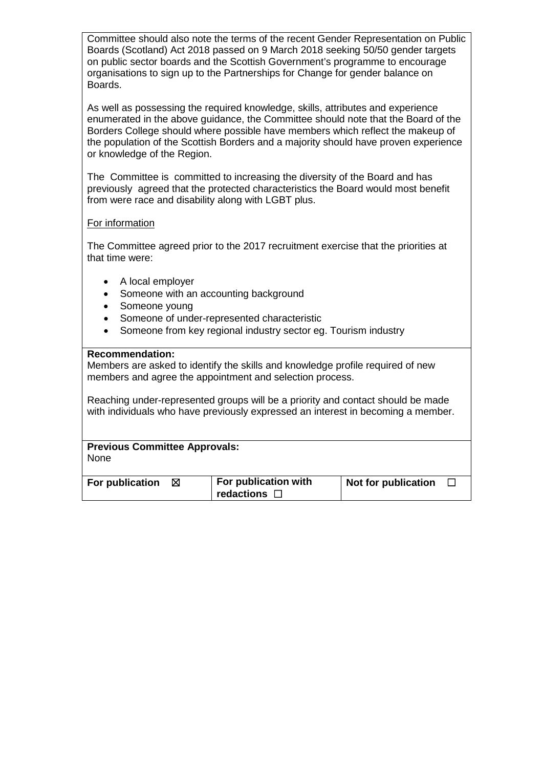Committee should also note the terms of the recent Gender Representation on Public Boards (Scotland) Act 2018 passed on 9 March 2018 seeking 50/50 gender targets on public sector boards and the Scottish Government's programme to encourage organisations to sign up to the Partnerships for Change for gender balance on Boards.

As well as possessing the required knowledge, skills, attributes and experience enumerated in the above guidance, the Committee should note that the Board of the Borders College should where possible have members which reflect the makeup of the population of the Scottish Borders and a majority should have proven experience or knowledge of the Region.

The Committee is committed to increasing the diversity of the Board and has previously agreed that the protected characteristics the Board would most benefit from were race and disability along with LGBT plus.

<u>For information</u>

The Committee agreed prior to the 2017 recruitment exercise that the priorities at that time were:

- A local employer
- Someone with an accounting background
- Someone young
- Someone of under-represented characteristic
- Someone from key regional industry sector eg. Tourism industry

**Recommendation:**
Members are asked to identify the skills and knowledge profile required of new members and agree the appointment and selection process.

Reaching under-represented groups will be a priority and contact should be made with individuals who have previously expressed an interest in becoming a member.

**Previous Committee Approvals:**
None

| For publication ☒ | For publication with redactions ☐ | Not for publication ☐ |
|---|---|---|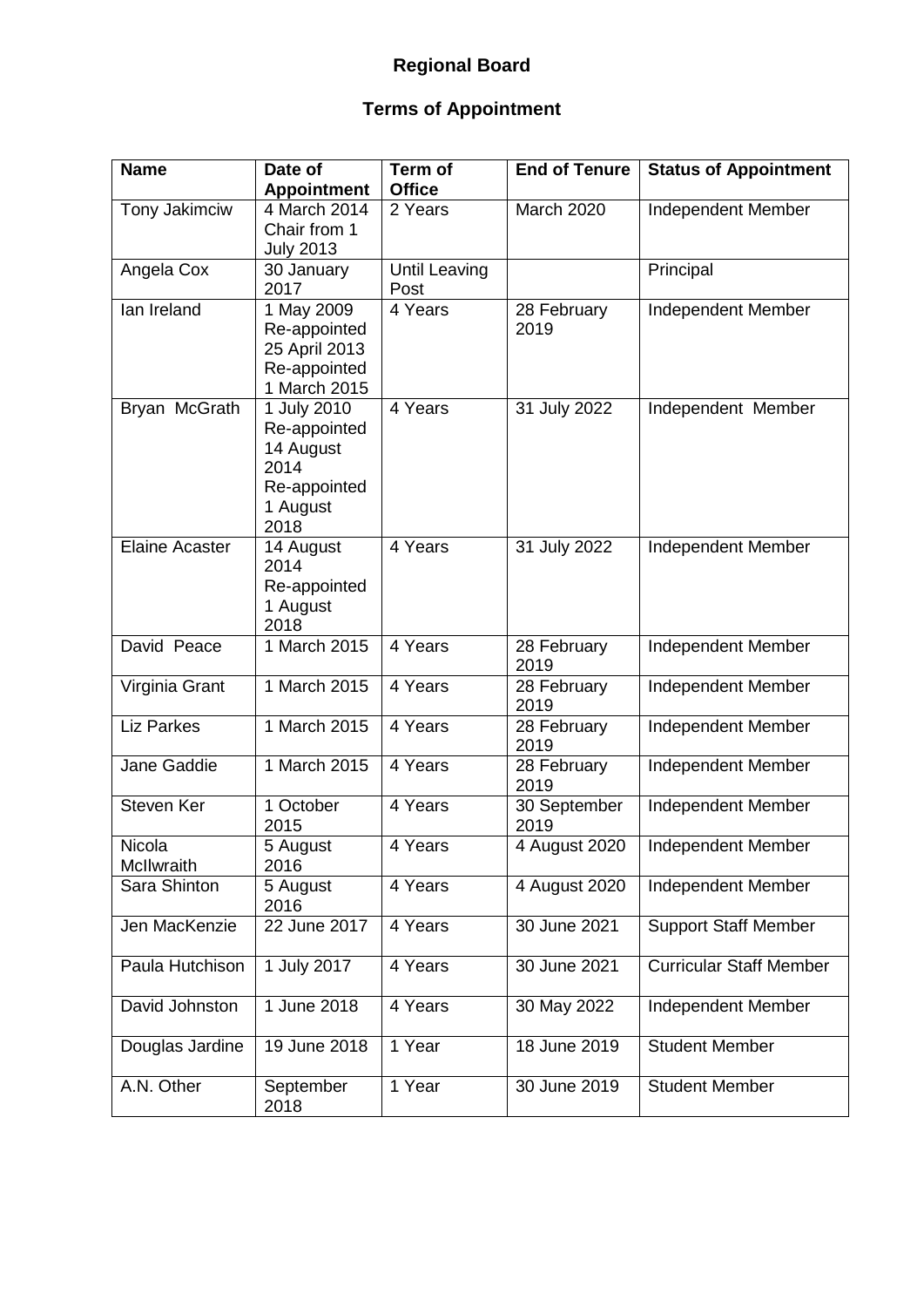# Regional Board

## Terms of Appointment

| Name | Date of Appointment | Term of Office | End of Tenure | Status of Appointment |
|---|---|---|---|---|
| Tony Jakimciw | 4 March 2014 Chair from 1 July 2013 | 2 Years | March 2020 | Independent Member |
| Angela Cox | 30 January 2017 | Until Leaving Post | | Principal |
| Ian Ireland | 1 May 2009 Re-appointed 25 April 2013 Re-appointed 1 March 2015 | 4 Years | 28 February 2019 | Independent Member |
| Bryan McGrath | 1 July 2010 Re-appointed 14 August 2014 Re-appointed 1 August 2018 | 4 Years | 31 July 2022 | Independent Member |
| Elaine Acaster | 14 August 2014 Re-appointed 1 August 2018 | 4 Years | 31 July 2022 | Independent Member |
| David Peace | 1 March 2015 | 4 Years | 28 February 2019 | Independent Member |
| Virginia Grant | 1 March 2015 | 4 Years | 28 February 2019 | Independent Member |
| Liz Parkes | 1 March 2015 | 4 Years | 28 February 2019 | Independent Member |
| Jane Gaddie | 1 March 2015 | 4 Years | 28 February 2019 | Independent Member |
| Steven Ker | 1 October 2015 | 4 Years | 30 September 2019 | Independent Member |
| Nicola McIlwraith | 5 August 2016 | 4 Years | 4 August 2020 | Independent Member |
| Sara Shinton | 5 August 2016 | 4 Years | 4 August 2020 | Independent Member |
| Jen MacKenzie | 22 June 2017 | 4 Years | 30 June 2021 | Support Staff Member |
| Paula Hutchison | 1 July 2017 | 4 Years | 30 June 2021 | Curricular Staff Member |
| David Johnston | 1 June 2018 | 4 Years | 30 May 2022 | Independent Member |
| Douglas Jardine | 19 June 2018 | 1 Year | 18 June 2019 | Student Member |
| A.N. Other | September 2018 | 1 Year | 30 June 2019 | Student Member |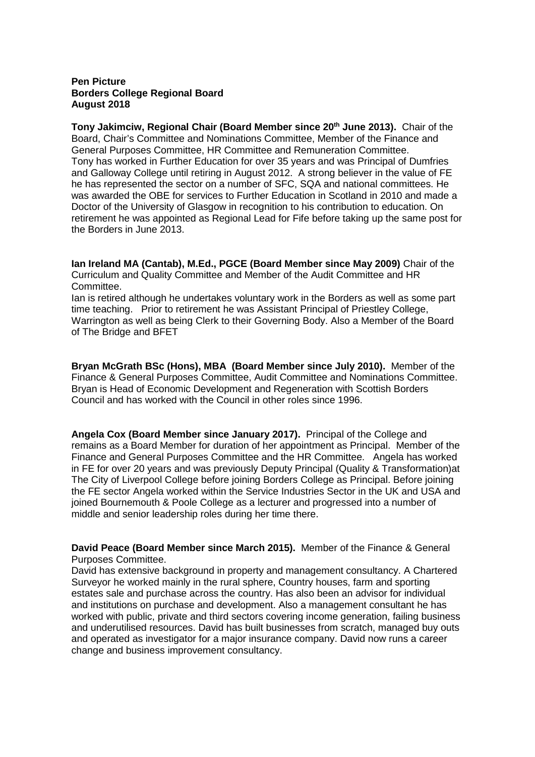**Pen Picture**
**Borders College Regional Board**
**August 2018**

**Tony Jakimciw, Regional Chair (Board Member since 20th June 2013).** Chair of the Board, Chair's Committee and Nominations Committee, Member of the Finance and General Purposes Committee, HR Committee and Remuneration Committee.
Tony has worked in Further Education for over 35 years and was Principal of Dumfries and Galloway College until retiring in August 2012. A strong believer in the value of FE he has represented the sector on a number of SFC, SQA and national committees. He was awarded the OBE for services to Further Education in Scotland in 2010 and made a Doctor of the University of Glasgow in recognition to his contribution to education. On retirement he was appointed as Regional Lead for Fife before taking up the same post for the Borders in June 2013.

**Ian Ireland MA (Cantab), M.Ed., PGCE (Board Member since May 2009)** Chair of the Curriculum and Quality Committee and Member of the Audit Committee and HR Committee.
Ian is retired although he undertakes voluntary work in the Borders as well as some part time teaching. Prior to retirement he was Assistant Principal of Priestley College, Warrington as well as being Clerk to their Governing Body. Also a Member of the Board of The Bridge and BFET

**Bryan McGrath BSc (Hons), MBA (Board Member since July 2010).** Member of the Finance & General Purposes Committee, Audit Committee and Nominations Committee. Bryan is Head of Economic Development and Regeneration with Scottish Borders Council and has worked with the Council in other roles since 1996.

**Angela Cox (Board Member since January 2017).** Principal of the College and remains as a Board Member for duration of her appointment as Principal. Member of the Finance and General Purposes Committee and the HR Committee. Angela has worked in FE for over 20 years and was previously Deputy Principal (Quality & Transformation)at The City of Liverpool College before joining Borders College as Principal. Before joining the FE sector Angela worked within the Service Industries Sector in the UK and USA and joined Bournemouth & Poole College as a lecturer and progressed into a number of middle and senior leadership roles during her time there.

**David Peace (Board Member since March 2015).** Member of the Finance & General Purposes Committee.
David has extensive background in property and management consultancy. A Chartered Surveyor he worked mainly in the rural sphere, Country houses, farm and sporting estates sale and purchase across the country. Has also been an advisor for individual and institutions on purchase and development. Also a management consultant he has worked with public, private and third sectors covering income generation, failing business and underutilised resources. David has built businesses from scratch, managed buy outs and operated as investigator for a major insurance company. David now runs a career change and business improvement consultancy.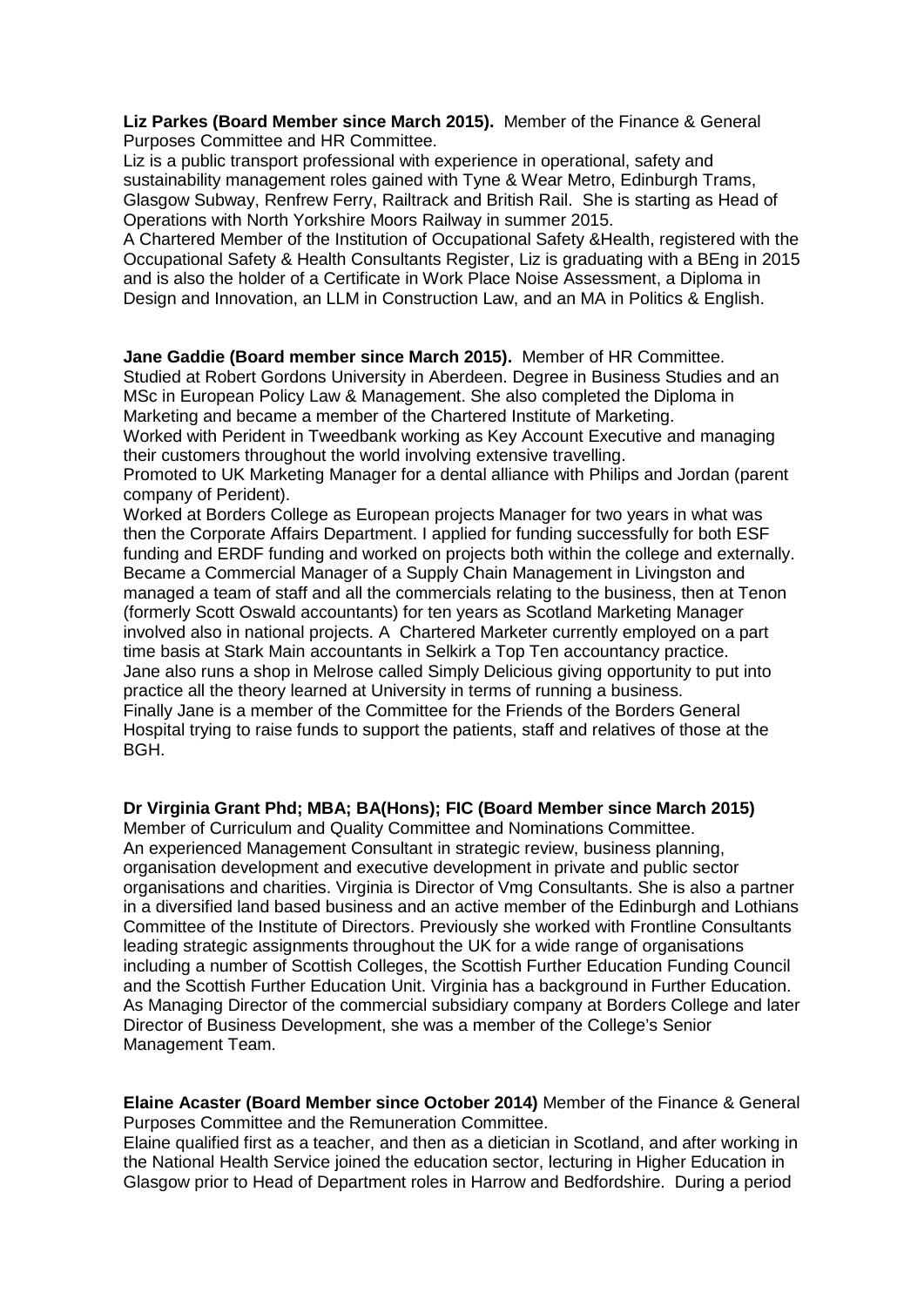**Liz Parkes (Board Member since March 2015).** Member of the Finance & General Purposes Committee and HR Committee.
Liz is a public transport professional with experience in operational, safety and sustainability management roles gained with Tyne & Wear Metro, Edinburgh Trams, Glasgow Subway, Renfrew Ferry, Railtrack and British Rail. She is starting as Head of Operations with North Yorkshire Moors Railway in summer 2015.
A Chartered Member of the Institution of Occupational Safety &Health, registered with the Occupational Safety & Health Consultants Register, Liz is graduating with a BEng in 2015 and is also the holder of a Certificate in Work Place Noise Assessment, a Diploma in Design and Innovation, an LLM in Construction Law, and an MA in Politics & English.

**Jane Gaddie (Board member since March 2015).** Member of HR Committee.
Studied at Robert Gordons University in Aberdeen. Degree in Business Studies and an MSc in European Policy Law & Management. She also completed the Diploma in Marketing and became a member of the Chartered Institute of Marketing.
Worked with Perident in Tweedbank working as Key Account Executive and managing their customers throughout the world involving extensive travelling.
Promoted to UK Marketing Manager for a dental alliance with Philips and Jordan (parent company of Perident).
Worked at Borders College as European projects Manager for two years in what was then the Corporate Affairs Department. I applied for funding successfully for both ESF funding and ERDF funding and worked on projects both within the college and externally.
Became a Commercial Manager of a Supply Chain Management in Livingston and managed a team of staff and all the commercials relating to the business, then at Tenon (formerly Scott Oswald accountants) for ten years as Scotland Marketing Manager involved also in national projects. A Chartered Marketer currently employed on a part time basis at Stark Main accountants in Selkirk a Top Ten accountancy practice.
Jane also runs a shop in Melrose called Simply Delicious giving opportunity to put into practice all the theory learned at University in terms of running a business.
Finally Jane is a member of the Committee for the Friends of the Borders General Hospital trying to raise funds to support the patients, staff and relatives of those at the BGH.

**Dr Virginia Grant Phd; MBA; BA(Hons); FIC (Board Member since March 2015)**
Member of Curriculum and Quality Committee and Nominations Committee.
An experienced Management Consultant in strategic review, business planning, organisation development and executive development in private and public sector organisations and charities. Virginia is Director of Vmg Consultants. She is also a partner in a diversified land based business and an active member of the Edinburgh and Lothians Committee of the Institute of Directors. Previously she worked with Frontline Consultants leading strategic assignments throughout the UK for a wide range of organisations including a number of Scottish Colleges, the Scottish Further Education Funding Council and the Scottish Further Education Unit. Virginia has a background in Further Education. As Managing Director of the commercial subsidiary company at Borders College and later Director of Business Development, she was a member of the College's Senior Management Team.

**Elaine Acaster (Board Member since October 2014)** Member of the Finance & General Purposes Committee and the Remuneration Committee.
Elaine qualified first as a teacher, and then as a dietician in Scotland, and after working in the National Health Service joined the education sector, lecturing in Higher Education in Glasgow prior to Head of Department roles in Harrow and Bedfordshire. During a period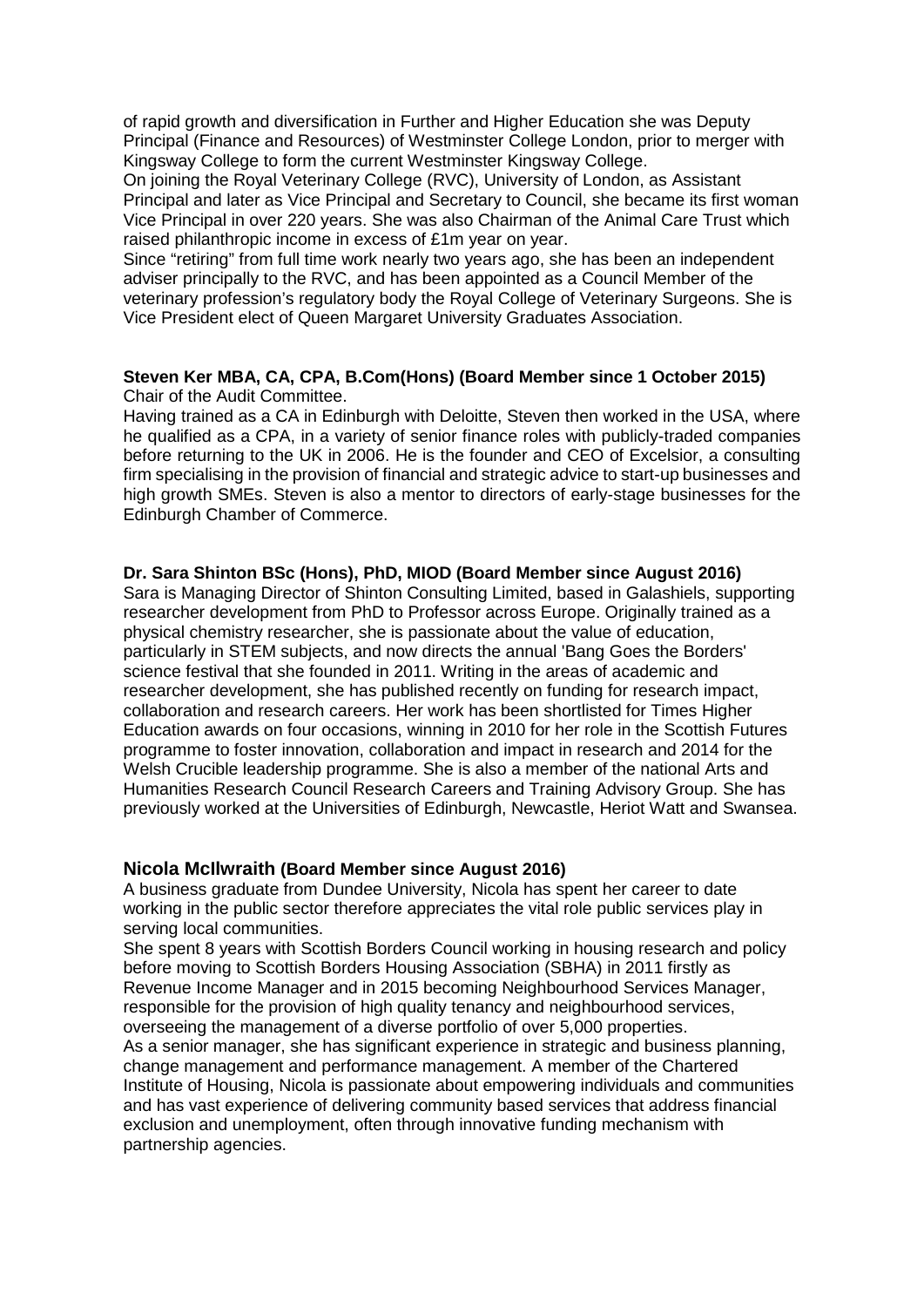of rapid growth and diversification in Further and Higher Education she was Deputy Principal (Finance and Resources) of Westminster College London, prior to merger with Kingsway College to form the current Westminster Kingsway College.

On joining the Royal Veterinary College (RVC), University of London, as Assistant Principal and later as Vice Principal and Secretary to Council, she became its first woman Vice Principal in over 220 years. She was also Chairman of the Animal Care Trust which raised philanthropic income in excess of £1m year on year.

Since "retiring" from full time work nearly two years ago, she has been an independent adviser principally to the RVC, and has been appointed as a Council Member of the veterinary profession's regulatory body the Royal College of Veterinary Surgeons. She is Vice President elect of Queen Margaret University Graduates Association.

**Steven Ker MBA, CA, CPA, B.Com(Hons) (Board Member since 1 October 2015)**
Chair of the Audit Committee.

Having trained as a CA in Edinburgh with Deloitte, Steven then worked in the USA, where he qualified as a CPA, in a variety of senior finance roles with publicly-traded companies before returning to the UK in 2006. He is the founder and CEO of Excelsior, a consulting firm specialising in the provision of financial and strategic advice to start-up businesses and high growth SMEs. Steven is also a mentor to directors of early-stage businesses for the Edinburgh Chamber of Commerce.

**Dr. Sara Shinton BSc (Hons), PhD, MIOD (Board Member since August 2016)**
Sara is Managing Director of Shinton Consulting Limited, based in Galashiels, supporting researcher development from PhD to Professor across Europe. Originally trained as a physical chemistry researcher, she is passionate about the value of education, particularly in STEM subjects, and now directs the annual 'Bang Goes the Borders' science festival that she founded in 2011. Writing in the areas of academic and researcher development, she has published recently on funding for research impact, collaboration and research careers. Her work has been shortlisted for Times Higher Education awards on four occasions, winning in 2010 for her role in the Scottish Futures programme to foster innovation, collaboration and impact in research and 2014 for the Welsh Crucible leadership programme. She is also a member of the national Arts and Humanities Research Council Research Careers and Training Advisory Group. She has previously worked at the Universities of Edinburgh, Newcastle, Heriot Watt and Swansea.

**Nicola McIlwraith (Board Member since August 2016)**
A business graduate from Dundee University, Nicola has spent her career to date working in the public sector therefore appreciates the vital role public services play in serving local communities.

She spent 8 years with Scottish Borders Council working in housing research and policy before moving to Scottish Borders Housing Association (SBHA) in 2011 firstly as Revenue Income Manager and in 2015 becoming Neighbourhood Services Manager, responsible for the provision of high quality tenancy and neighbourhood services, overseeing the management of a diverse portfolio of over 5,000 properties.

As a senior manager, she has significant experience in strategic and business planning, change management and performance management. A member of the Chartered Institute of Housing, Nicola is passionate about empowering individuals and communities and has vast experience of delivering community based services that address financial exclusion and unemployment, often through innovative funding mechanism with partnership agencies.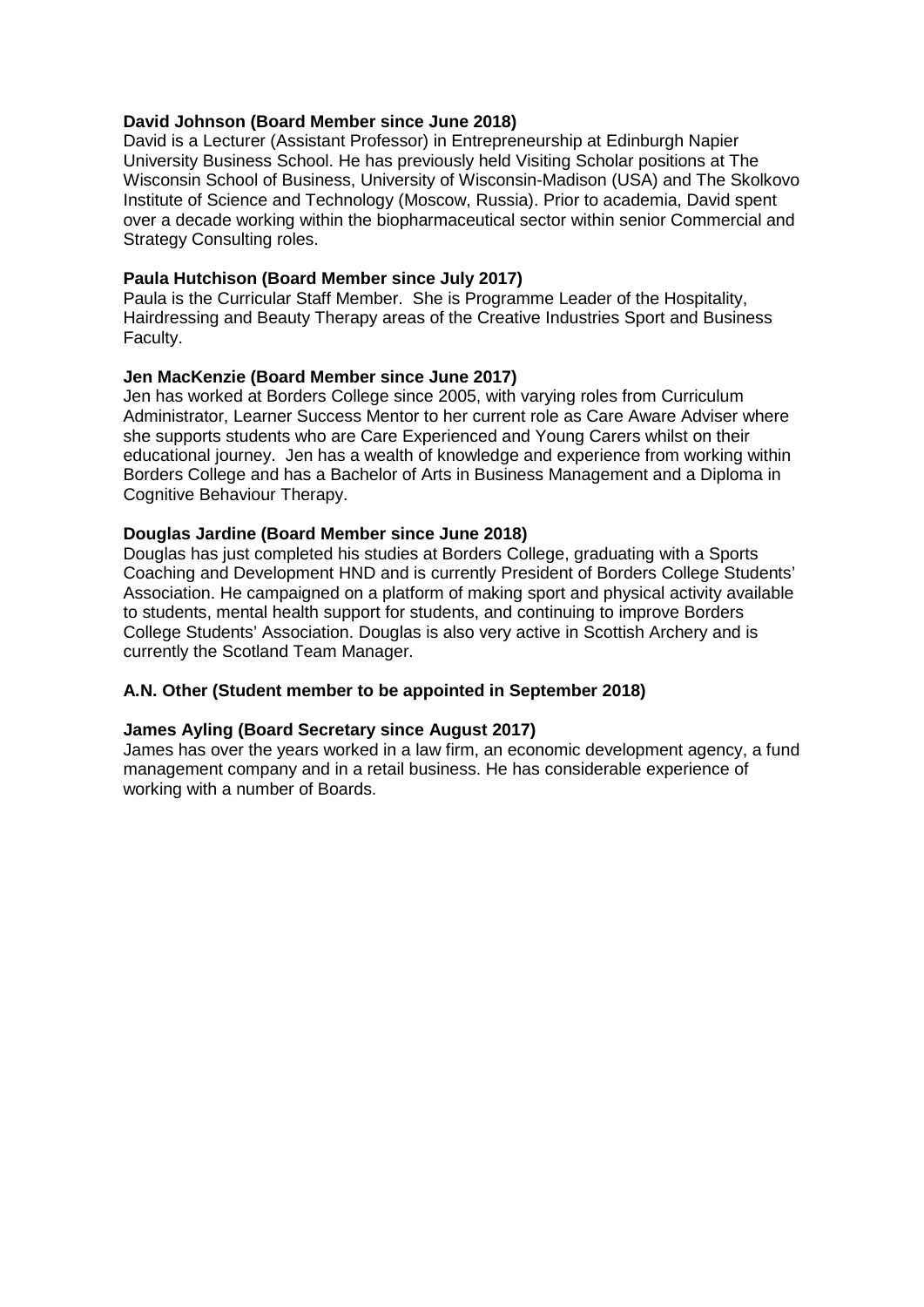**David Johnson (Board Member since June 2018)**
David is a Lecturer (Assistant Professor) in Entrepreneurship at Edinburgh Napier University Business School. He has previously held Visiting Scholar positions at The Wisconsin School of Business, University of Wisconsin-Madison (USA) and The Skolkovo Institute of Science and Technology (Moscow, Russia). Prior to academia, David spent over a decade working within the biopharmaceutical sector within senior Commercial and Strategy Consulting roles.

**Paula Hutchison (Board Member since July 2017)**
Paula is the Curricular Staff Member. She is Programme Leader of the Hospitality, Hairdressing and Beauty Therapy areas of the Creative Industries Sport and Business Faculty.

**Jen MacKenzie (Board Member since June 2017)**
Jen has worked at Borders College since 2005, with varying roles from Curriculum Administrator, Learner Success Mentor to her current role as Care Aware Adviser where she supports students who are Care Experienced and Young Carers whilst on their educational journey. Jen has a wealth of knowledge and experience from working within Borders College and has a Bachelor of Arts in Business Management and a Diploma in Cognitive Behaviour Therapy.

**Douglas Jardine (Board Member since June 2018)**
Douglas has just completed his studies at Borders College, graduating with a Sports Coaching and Development HND and is currently President of Borders College Students' Association. He campaigned on a platform of making sport and physical activity available to students, mental health support for students, and continuing to improve Borders College Students' Association. Douglas is also very active in Scottish Archery and is currently the Scotland Team Manager.

**A.N. Other (Student member to be appointed in September 2018)**

**James Ayling (Board Secretary since August 2017)**
James has over the years worked in a law firm, an economic development agency, a fund management company and in a retail business. He has considerable experience of working with a number of Boards.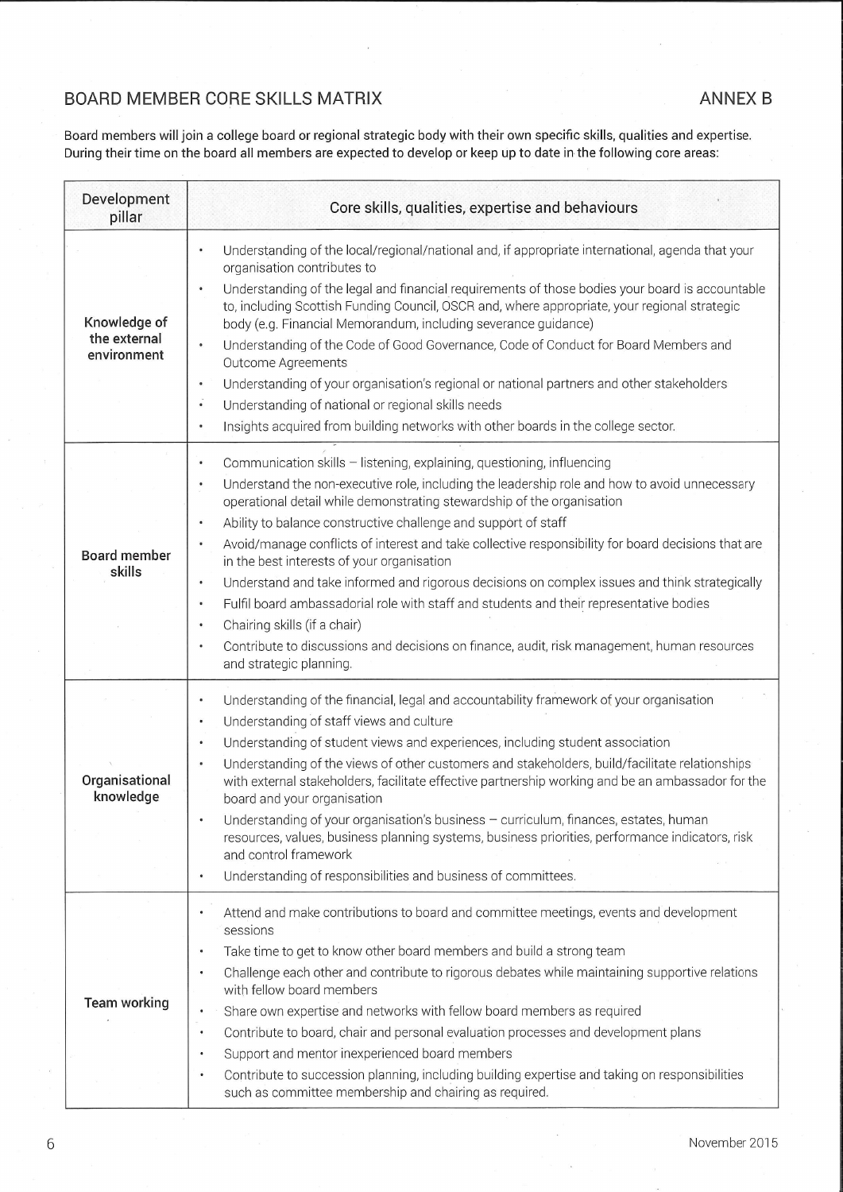## BOARD MEMBER CORE SKILLS MATRIX

ANNEX B

Board members will join a college board or regional strategic body with their own specific skills, qualities and expertise. During their time on the board all members are expected to develop or keep up to date in the following core areas:

| Development pillar | Core skills, qualities, expertise and behaviours |
|---|---|
| **Knowledge of the external environment** | • Understanding of the local/regional/national and, if appropriate international, agenda that your organisation contributes to<br>• Understanding of the legal and financial requirements of those bodies your board is accountable to, including Scottish Funding Council, OSCR and, where appropriate, your regional strategic body (e.g. Financial Memorandum, including severance guidance)<br>• Understanding of the Code of Good Governance, Code of Conduct for Board Members and Outcome Agreements<br>• Understanding of your organisation's regional or national partners and other stakeholders<br>• Understanding of national or regional skills needs<br>• Insights acquired from building networks with other boards in the college sector. |
| **Board member skills** | • Communication skills – listening, explaining, questioning, influencing<br>• Understand the non-executive role, including the leadership role and how to avoid unnecessary operational detail while demonstrating stewardship of the organisation<br>• Ability to balance constructive challenge and support of staff<br>• Avoid/manage conflicts of interest and take collective responsibility for board decisions that are in the best interests of your organisation<br>• Understand and take informed and rigorous decisions on complex issues and think strategically<br>• Fulfil board ambassadorial role with staff and students and their representative bodies<br>• Chairing skills (if a chair)<br>• Contribute to discussions and decisions on finance, audit, risk management, human resources and strategic planning. |
| **Organisational knowledge** | • Understanding of the financial, legal and accountability framework of your organisation<br>• Understanding of staff views and culture<br>• Understanding of student views and experiences, including student association<br>• Understanding of the views of other customers and stakeholders, build/facilitate relationships with external stakeholders, facilitate effective partnership working and be an ambassador for the board and your organisation<br>• Understanding of your organisation's business – curriculum, finances, estates, human resources, values, business planning systems, business priorities, performance indicators, risk and control framework<br>• Understanding of responsibilities and business of committees. |
| **Team working** | • Attend and make contributions to board and committee meetings, events and development sessions<br>• Take time to get to know other board members and build a strong team<br>• Challenge each other and contribute to rigorous debates while maintaining supportive relations with fellow board members<br>• Share own expertise and networks with fellow board members as required<br>• Contribute to board, chair and personal evaluation processes and development plans<br>• Support and mentor inexperienced board members<br>• Contribute to succession planning, including building expertise and taking on responsibilities such as committee membership and chairing as required. |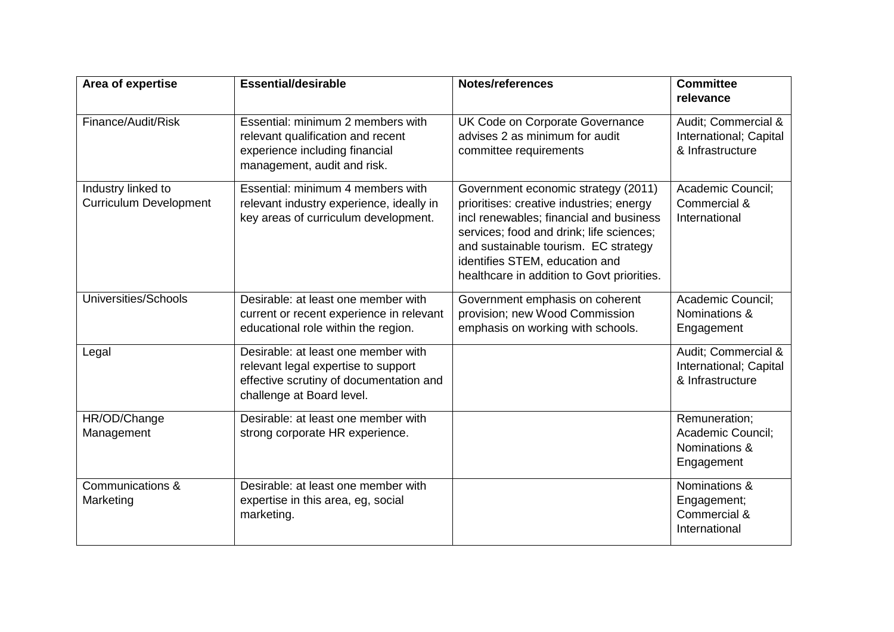| Area of expertise | Essential/desirable | Notes/references | Committee relevance |
|---|---|---|---|
| Finance/Audit/Risk | Essential: minimum 2 members with relevant qualification and recent experience including financial management, audit and risk. | UK Code on Corporate Governance advises 2 as minimum for audit committee requirements | Audit; Commercial & International; Capital & Infrastructure |
| Industry linked to Curriculum Development | Essential: minimum 4 members with relevant industry experience, ideally in key areas of curriculum development. | Government economic strategy (2011) prioritises: creative industries; energy incl renewables; financial and business services; food and drink; life sciences; and sustainable tourism. EC strategy identifies STEM, education and healthcare in addition to Govt priorities. | Academic Council; Commercial & International |
| Universities/Schools | Desirable: at least one member with current or recent experience in relevant educational role within the region. | Government emphasis on coherent provision; new Wood Commission emphasis on working with schools. | Academic Council; Nominations & Engagement |
| Legal | Desirable: at least one member with relevant legal expertise to support effective scrutiny of documentation and challenge at Board level. | | Audit; Commercial & International; Capital & Infrastructure |
| HR/OD/Change Management | Desirable: at least one member with strong corporate HR experience. | | Remuneration; Academic Council; Nominations & Engagement |
| Communications & Marketing | Desirable: at least one member with expertise in this area, eg, social marketing. | | Nominations & Engagement; Commercial & International |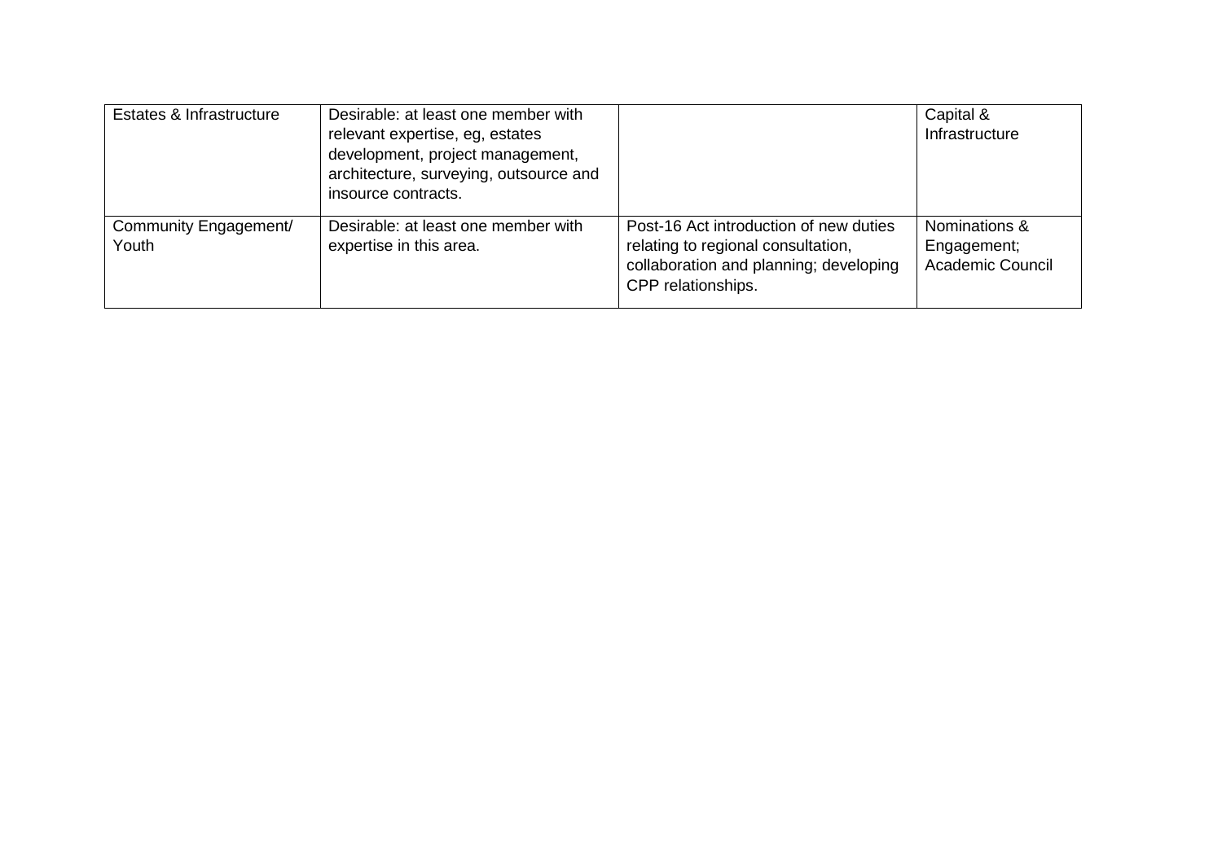| | | | |
|---|---|---|---|
| Estates & Infrastructure | Desirable: at least one member with relevant expertise, eg, estates development, project management, architecture, surveying, outsource and insource contracts. | | Capital & Infrastructure |
| Community Engagement/ Youth | Desirable: at least one member with expertise in this area. | Post-16 Act introduction of new duties relating to regional consultation, collaboration and planning; developing CPP relationships. | Nominations & Engagement; Academic Council |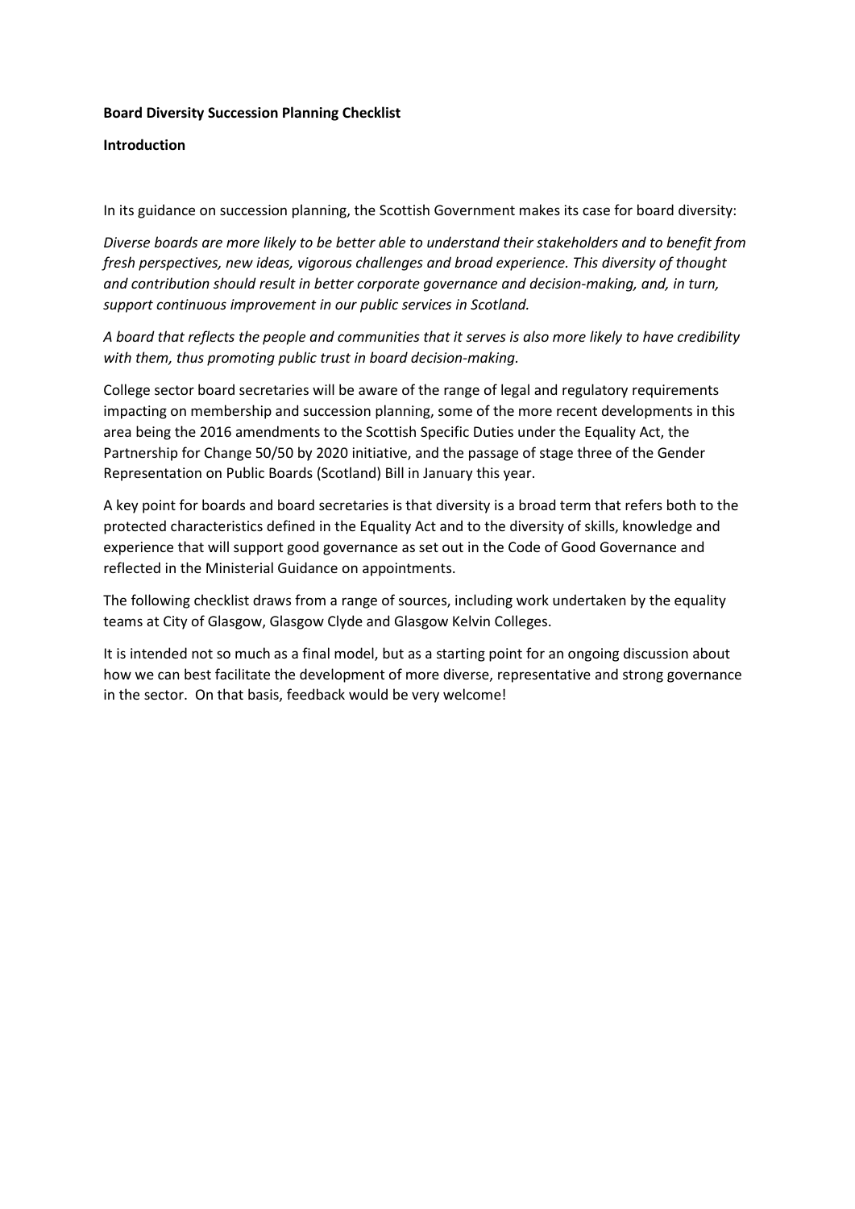**Board Diversity Succession Planning Checklist**

**Introduction**

In its guidance on succession planning, the Scottish Government makes its case for board diversity:

*Diverse boards are more likely to be better able to understand their stakeholders and to benefit from fresh perspectives, new ideas, vigorous challenges and broad experience. This diversity of thought and contribution should result in better corporate governance and decision-making, and, in turn, support continuous improvement in our public services in Scotland.*

*A board that reflects the people and communities that it serves is also more likely to have credibility with them, thus promoting public trust in board decision-making.*

College sector board secretaries will be aware of the range of legal and regulatory requirements impacting on membership and succession planning, some of the more recent developments in this area being the 2016 amendments to the Scottish Specific Duties under the Equality Act, the Partnership for Change 50/50 by 2020 initiative, and the passage of stage three of the Gender Representation on Public Boards (Scotland) Bill in January this year.

A key point for boards and board secretaries is that diversity is a broad term that refers both to the protected characteristics defined in the Equality Act and to the diversity of skills, knowledge and experience that will support good governance as set out in the Code of Good Governance and reflected in the Ministerial Guidance on appointments.

The following checklist draws from a range of sources, including work undertaken by the equality teams at City of Glasgow, Glasgow Clyde and Glasgow Kelvin Colleges.

It is intended not so much as a final model, but as a starting point for an ongoing discussion about how we can best facilitate the development of more diverse, representative and strong governance in the sector. On that basis, feedback would be very welcome!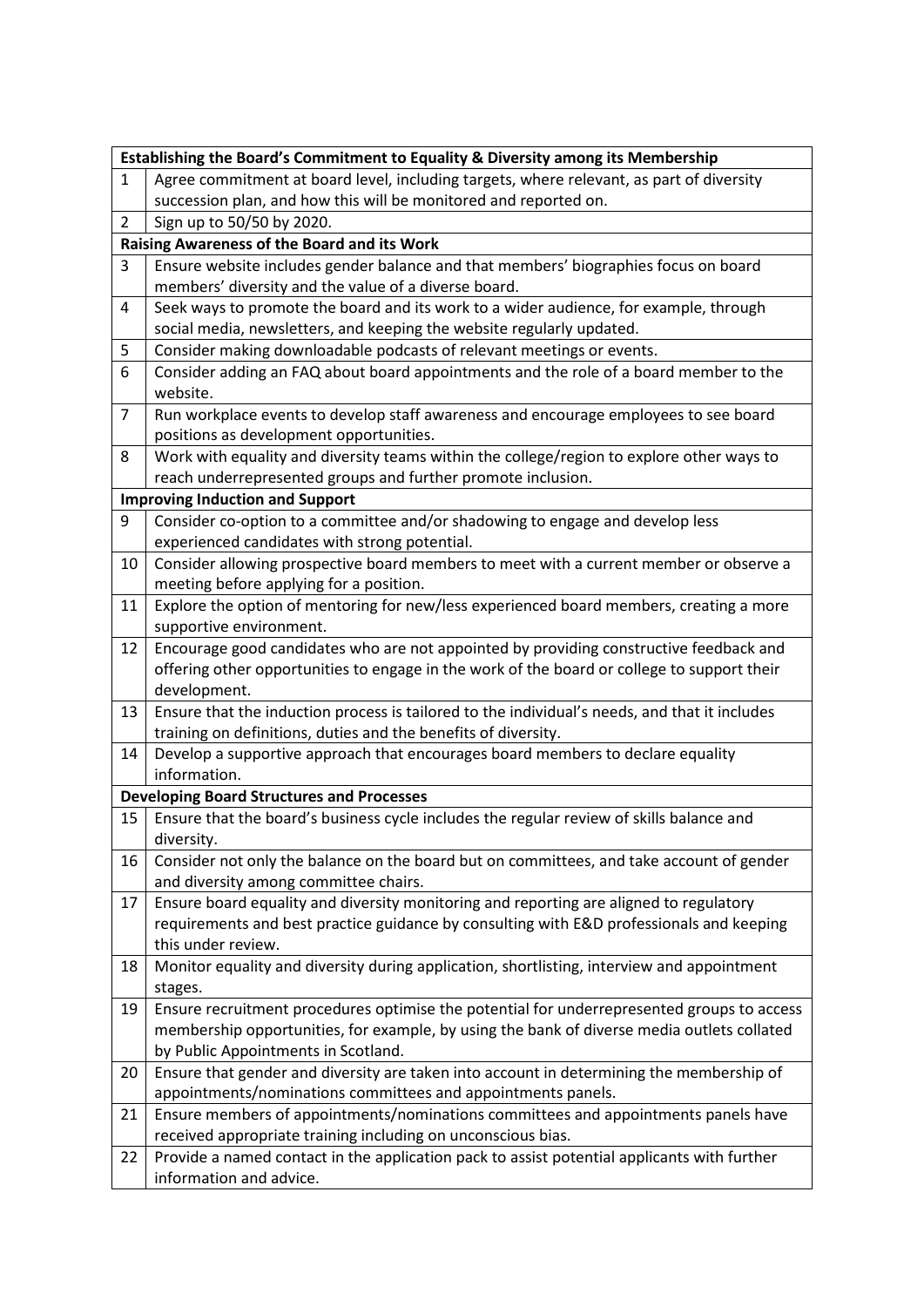| Establishing the Board's Commitment to Equality & Diversity among its Membership | |
|---|---|
| 1 | Agree commitment at board level, including targets, where relevant, as part of diversity succession plan, and how this will be monitored and reported on. |
| 2 | Sign up to 50/50 by 2020. |
| **Raising Awareness of the Board and its Work** | |
| 3 | Ensure website includes gender balance and that members' biographies focus on board members' diversity and the value of a diverse board. |
| 4 | Seek ways to promote the board and its work to a wider audience, for example, through social media, newsletters, and keeping the website regularly updated. |
| 5 | Consider making downloadable podcasts of relevant meetings or events. |
| 6 | Consider adding an FAQ about board appointments and the role of a board member to the website. |
| 7 | Run workplace events to develop staff awareness and encourage employees to see board positions as development opportunities. |
| 8 | Work with equality and diversity teams within the college/region to explore other ways to reach underrepresented groups and further promote inclusion. |
| **Improving Induction and Support** | |
| 9 | Consider co-option to a committee and/or shadowing to engage and develop less experienced candidates with strong potential. |
| 10 | Consider allowing prospective board members to meet with a current member or observe a meeting before applying for a position. |
| 11 | Explore the option of mentoring for new/less experienced board members, creating a more supportive environment. |
| 12 | Encourage good candidates who are not appointed by providing constructive feedback and offering other opportunities to engage in the work of the board or college to support their development. |
| 13 | Ensure that the induction process is tailored to the individual's needs, and that it includes training on definitions, duties and the benefits of diversity. |
| 14 | Develop a supportive approach that encourages board members to declare equality information. |
| **Developing Board Structures and Processes** | |
| 15 | Ensure that the board's business cycle includes the regular review of skills balance and diversity. |
| 16 | Consider not only the balance on the board but on committees, and take account of gender and diversity among committee chairs. |
| 17 | Ensure board equality and diversity monitoring and reporting are aligned to regulatory requirements and best practice guidance by consulting with E&D professionals and keeping this under review. |
| 18 | Monitor equality and diversity during application, shortlisting, interview and appointment stages. |
| 19 | Ensure recruitment procedures optimise the potential for underrepresented groups to access membership opportunities, for example, by using the bank of diverse media outlets collated by Public Appointments in Scotland. |
| 20 | Ensure that gender and diversity are taken into account in determining the membership of appointments/nominations committees and appointments panels. |
| 21 | Ensure members of appointments/nominations committees and appointments panels have received appropriate training including on unconscious bias. |
| 22 | Provide a named contact in the application pack to assist potential applicants with further information and advice. |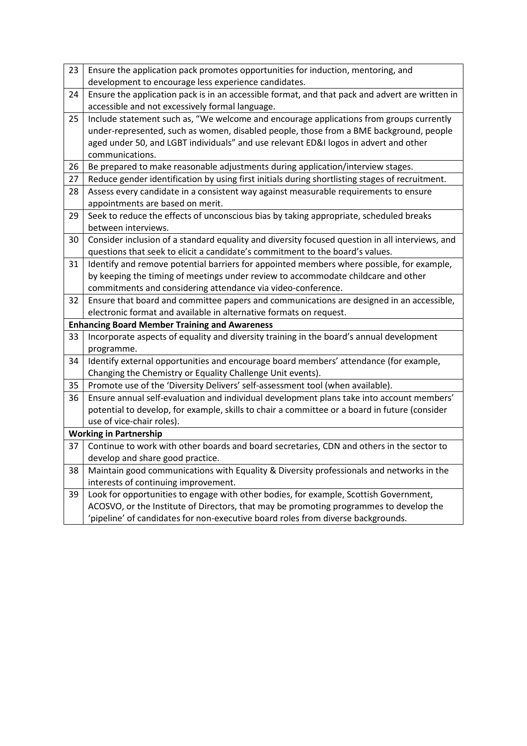| | |
|---|---|
| 23 | Ensure the application pack promotes opportunities for induction, mentoring, and development to encourage less experience candidates. |
| 24 | Ensure the application pack is in an accessible format, and that pack and advert are written in accessible and not excessively formal language. |
| 25 | Include statement such as, "We welcome and encourage applications from groups currently under-represented, such as women, disabled people, those from a BME background, people aged under 50, and LGBT individuals" and use relevant ED&I logos in advert and other communications. |
| 26 | Be prepared to make reasonable adjustments during application/interview stages. |
| 27 | Reduce gender identification by using first initials during shortlisting stages of recruitment. |
| 28 | Assess every candidate in a consistent way against measurable requirements to ensure appointments are based on merit. |
| 29 | Seek to reduce the effects of unconscious bias by taking appropriate, scheduled breaks between interviews. |
| 30 | Consider inclusion of a standard equality and diversity focused question in all interviews, and questions that seek to elicit a candidate's commitment to the board's values. |
| 31 | Identify and remove potential barriers for appointed members where possible, for example, by keeping the timing of meetings under review to accommodate childcare and other commitments and considering attendance via video-conference. |
| 32 | Ensure that board and committee papers and communications are designed in an accessible, electronic format and available in alternative formats on request. |
| **Enhancing Board Member Training and Awareness** | |
| 33 | Incorporate aspects of equality and diversity training in the board's annual development programme. |
| 34 | Identify external opportunities and encourage board members' attendance (for example, Changing the Chemistry or Equality Challenge Unit events). |
| 35 | Promote use of the 'Diversity Delivers' self-assessment tool (when available). |
| 36 | Ensure annual self-evaluation and individual development plans take into account members' potential to develop, for example, skills to chair a committee or a board in future (consider use of vice-chair roles). |
| **Working in Partnership** | |
| 37 | Continue to work with other boards and board secretaries, CDN and others in the sector to develop and share good practice. |
| 38 | Maintain good communications with Equality & Diversity professionals and networks in the interests of continuing improvement. |
| 39 | Look for opportunities to engage with other bodies, for example, Scottish Government, ACOSVO, or the Institute of Directors, that may be promoting programmes to develop the 'pipeline' of candidates for non-executive board roles from diverse backgrounds. |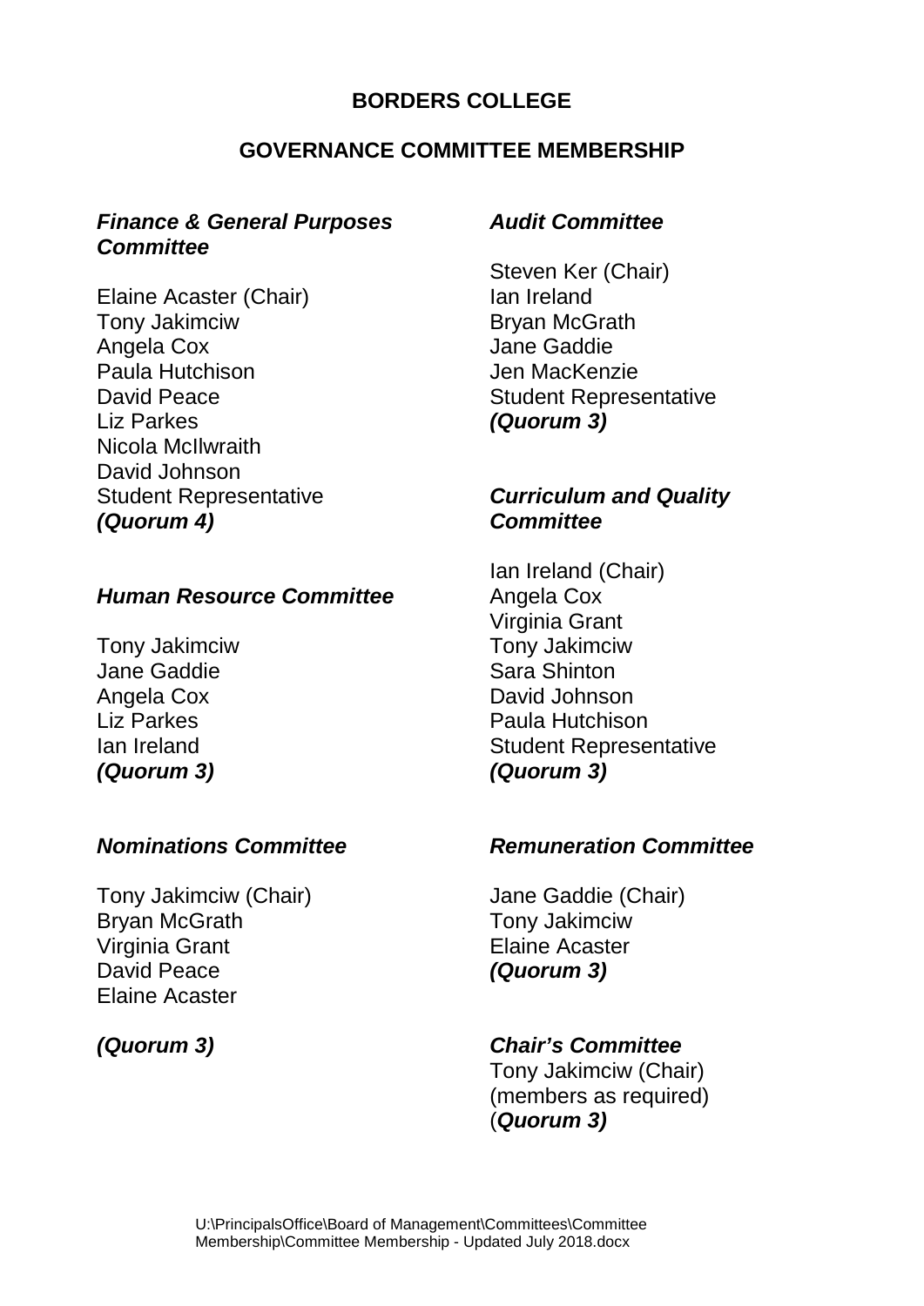# BORDERS COLLEGE

## GOVERNANCE COMMITTEE MEMBERSHIP

### *Finance & General Purposes Committee*

Elaine Acaster (Chair)
Tony Jakimciw
Angela Cox
Paula Hutchison
David Peace
Liz Parkes
Nicola McIlwraith
David Johnson
Student Representative
***(Quorum 4)***

### *Human Resource Committee*

Tony Jakimciw
Jane Gaddie
Angela Cox
Liz Parkes
Ian Ireland
***(Quorum 3)***

### *Nominations Committee*

Tony Jakimciw (Chair)
Bryan McGrath
Virginia Grant
David Peace
Elaine Acaster

***(Quorum 3)***

### *Audit Committee*

Steven Ker (Chair)
Ian Ireland
Bryan McGrath
Jane Gaddie
Jen MacKenzie
Student Representative
***(Quorum 3)***

### *Curriculum and Quality Committee*

Ian Ireland (Chair)
Angela Cox
Virginia Grant
Tony Jakimciw
Sara Shinton
David Johnson
Paula Hutchison
Student Representative
***(Quorum 3)***

### *Remuneration Committee*

Jane Gaddie (Chair)
Tony Jakimciw
Elaine Acaster
***(Quorum 3)***

### *Chair's Committee*

Tony Jakimciw (Chair)
(members as required)
(***Quorum 3)***

U:\PrincipalsOffice\Board of Management\Committees\Committee Membership\Committee Membership - Updated July 2018.docx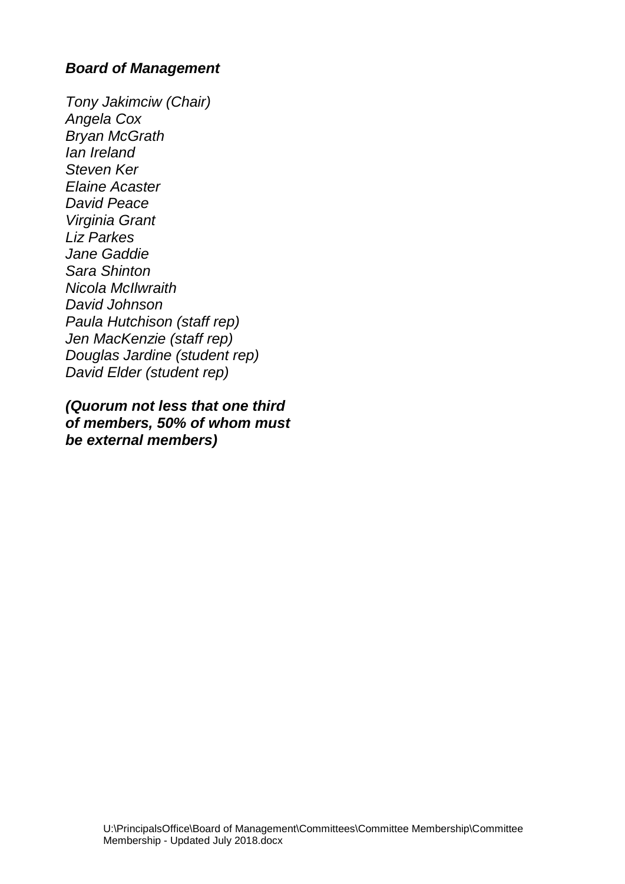***Board of Management***

*Tony Jakimciw (Chair)*
*Angela Cox*
*Bryan McGrath*
*Ian Ireland*
*Steven Ker*
*Elaine Acaster*
*David Peace*
*Virginia Grant*
*Liz Parkes*
*Jane Gaddie*
*Sara Shinton*
*Nicola McIlwraith*
*David Johnson*
*Paula Hutchison (staff rep)*
*Jen MacKenzie (staff rep)*
*Douglas Jardine (student rep)*
*David Elder (student rep)*

***(Quorum not less that one third of members, 50% of whom must be external members)***